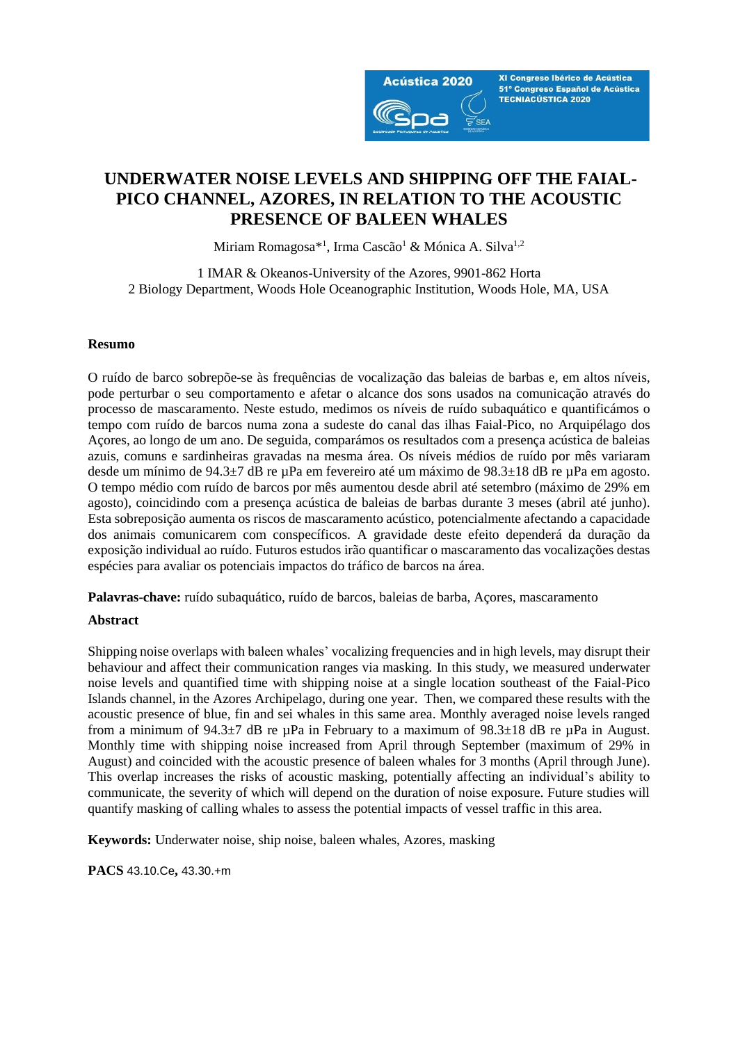# UNDERWATER NOISE LEVELS AND SHIPPING OFF THE FAIAL-PICO CHANNEL, AZORES, IN RELATION TO THE ACOUSTIC PRESENCE OF BALEEN WHALES

Miriam Romagosa*[1], Irma Cascão[1] & Mónica A. Silva[1,2]

1 IMAR & Okeanos-University of the Azores, 9901-862 Horta
2 Biology Department, Woods Hole Oceanographic Institution, Woods Hole, MA, USA

**Resumo**

O ruído de barco sobrepõe-se às frequências de vocalização das baleias de barbas e, em altos níveis, pode perturbar o seu comportamento e afetar o alcance dos sons usados na comunicação através do processo de mascaramento. Neste estudo, medimos os níveis de ruído subaquático e quantificámos o tempo com ruído de barcos numa zona a sudeste do canal das ilhas Faial-Pico, no Arquipélago dos Açores, ao longo de um ano. De seguida, comparámos os resultados com a presença acústica de baleias azuis, comuns e sardinheiras gravadas na mesma área. Os níveis médios de ruído por mês variaram desde um mínimo de 94.3±7 dB re µPa em fevereiro até um máximo de 98.3±18 dB re µPa em agosto. O tempo médio com ruído de barcos por mês aumentou desde abril até setembro (máximo de 29% em agosto), coincidindo com a presença acústica de baleias de barbas durante 3 meses (abril até junho). Esta sobreposição aumenta os riscos de mascaramento acústico, potencialmente afectando a capacidade dos animais comunicarem com conspecíficos. A gravidade deste efeito dependerá da duração da exposição individual ao ruído. Futuros estudos irão quantificar o mascaramento das vocalizações destas espécies para avaliar os potenciais impactos do tráfico de barcos na área.

**Palavras-chave:** ruído subaquático, ruído de barcos, baleias de barba, Açores, mascaramento

**Abstract**

Shipping noise overlaps with baleen whales' vocalizing frequencies and in high levels, may disrupt their behaviour and affect their communication ranges via masking. In this study, we measured underwater noise levels and quantified time with shipping noise at a single location southeast of the Faial-Pico Islands channel, in the Azores Archipelago, during one year. Then, we compared these results with the acoustic presence of blue, fin and sei whales in this same area. Monthly averaged noise levels ranged from a minimum of 94.3±7 dB re µPa in February to a maximum of 98.3±18 dB re µPa in August. Monthly time with shipping noise increased from April through September (maximum of 29% in August) and coincided with the acoustic presence of baleen whales for 3 months (April through June). This overlap increases the risks of acoustic masking, potentially affecting an individual's ability to communicate, the severity of which will depend on the duration of noise exposure. Future studies will quantify masking of calling whales to assess the potential impacts of vessel traffic in this area.

**Keywords:** Underwater noise, ship noise, baleen whales, Azores, masking

**PACS** 43.10.Ce, 43.30.+m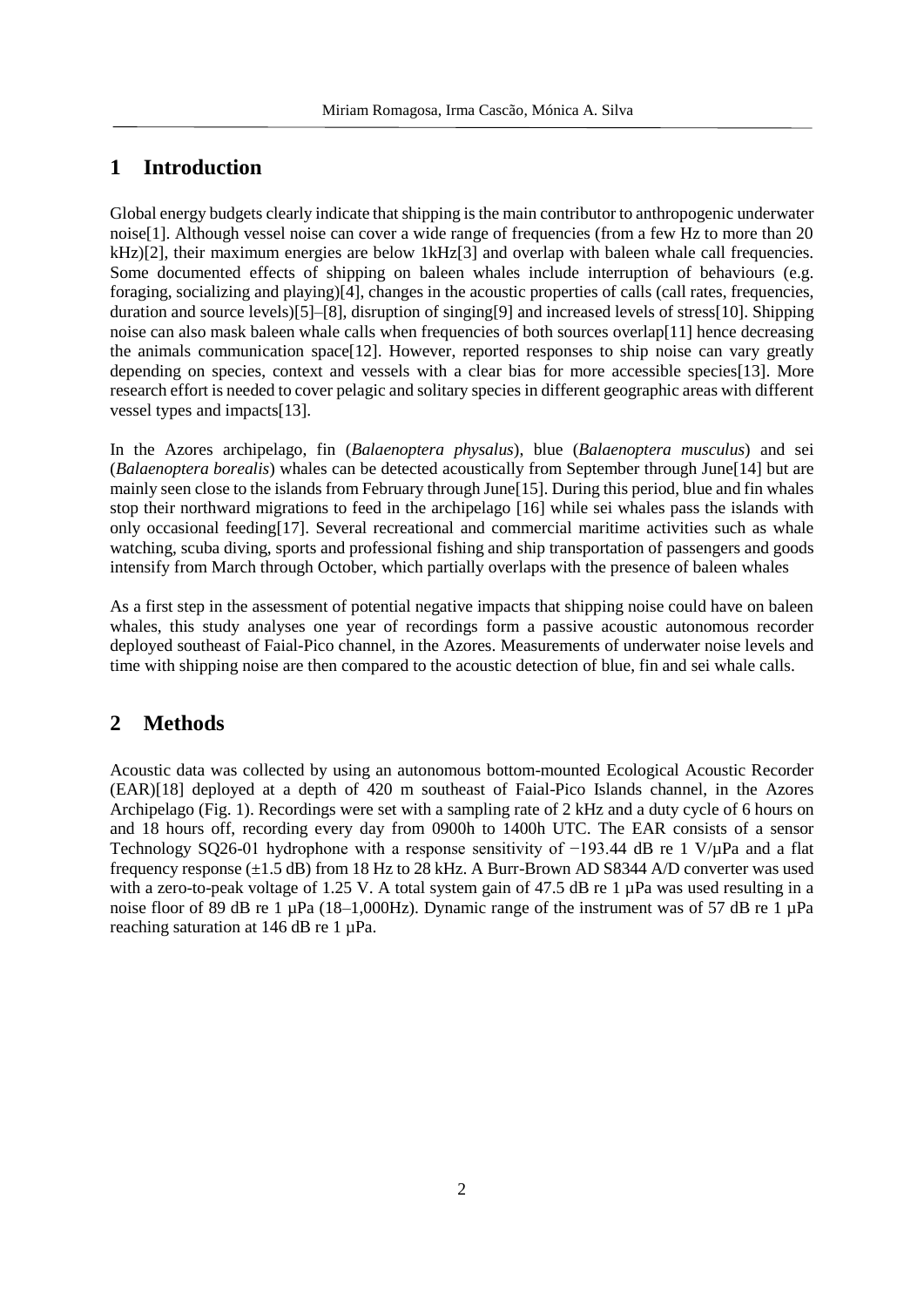## 1 Introduction

Global energy budgets clearly indicate that shipping is the main contributor to anthropogenic underwater noise[1]. Although vessel noise can cover a wide range of frequencies (from a few Hz to more than 20 kHz)[2], their maximum energies are below 1kHz[3] and overlap with baleen whale call frequencies. Some documented effects of shipping on baleen whales include interruption of behaviours (e.g. foraging, socializing and playing)[4], changes in the acoustic properties of calls (call rates, frequencies, duration and source levels)[5]–[8], disruption of singing[9] and increased levels of stress[10]. Shipping noise can also mask baleen whale calls when frequencies of both sources overlap[11] hence decreasing the animals communication space[12]. However, reported responses to ship noise can vary greatly depending on species, context and vessels with a clear bias for more accessible species[13]. More research effort is needed to cover pelagic and solitary species in different geographic areas with different vessel types and impacts[13].

In the Azores archipelago, fin (*Balaenoptera physalus*), blue (*Balaenoptera musculus*) and sei (*Balaenoptera borealis*) whales can be detected acoustically from September through June[14] but are mainly seen close to the islands from February through June[15]. During this period, blue and fin whales stop their northward migrations to feed in the archipelago [16] while sei whales pass the islands with only occasional feeding[17]. Several recreational and commercial maritime activities such as whale watching, scuba diving, sports and professional fishing and ship transportation of passengers and goods intensify from March through October, which partially overlaps with the presence of baleen whales

As a first step in the assessment of potential negative impacts that shipping noise could have on baleen whales, this study analyses one year of recordings form a passive acoustic autonomous recorder deployed southeast of Faial-Pico channel, in the Azores. Measurements of underwater noise levels and time with shipping noise are then compared to the acoustic detection of blue, fin and sei whale calls.

## 2 Methods

Acoustic data was collected by using an autonomous bottom-mounted Ecological Acoustic Recorder (EAR)[18] deployed at a depth of 420 m southeast of Faial-Pico Islands channel, in the Azores Archipelago (Fig. 1). Recordings were set with a sampling rate of 2 kHz and a duty cycle of 6 hours on and 18 hours off, recording every day from 0900h to 1400h UTC. The EAR consists of a sensor Technology SQ26-01 hydrophone with a response sensitivity of −193.44 dB re 1 V/µPa and a flat frequency response (±1.5 dB) from 18 Hz to 28 kHz. A Burr-Brown AD S8344 A/D converter was used with a zero-to-peak voltage of 1.25 V. A total system gain of 47.5 dB re 1 µPa was used resulting in a noise floor of 89 dB re 1 µPa (18–1,000Hz). Dynamic range of the instrument was of 57 dB re 1 µPa reaching saturation at 146 dB re 1 µPa.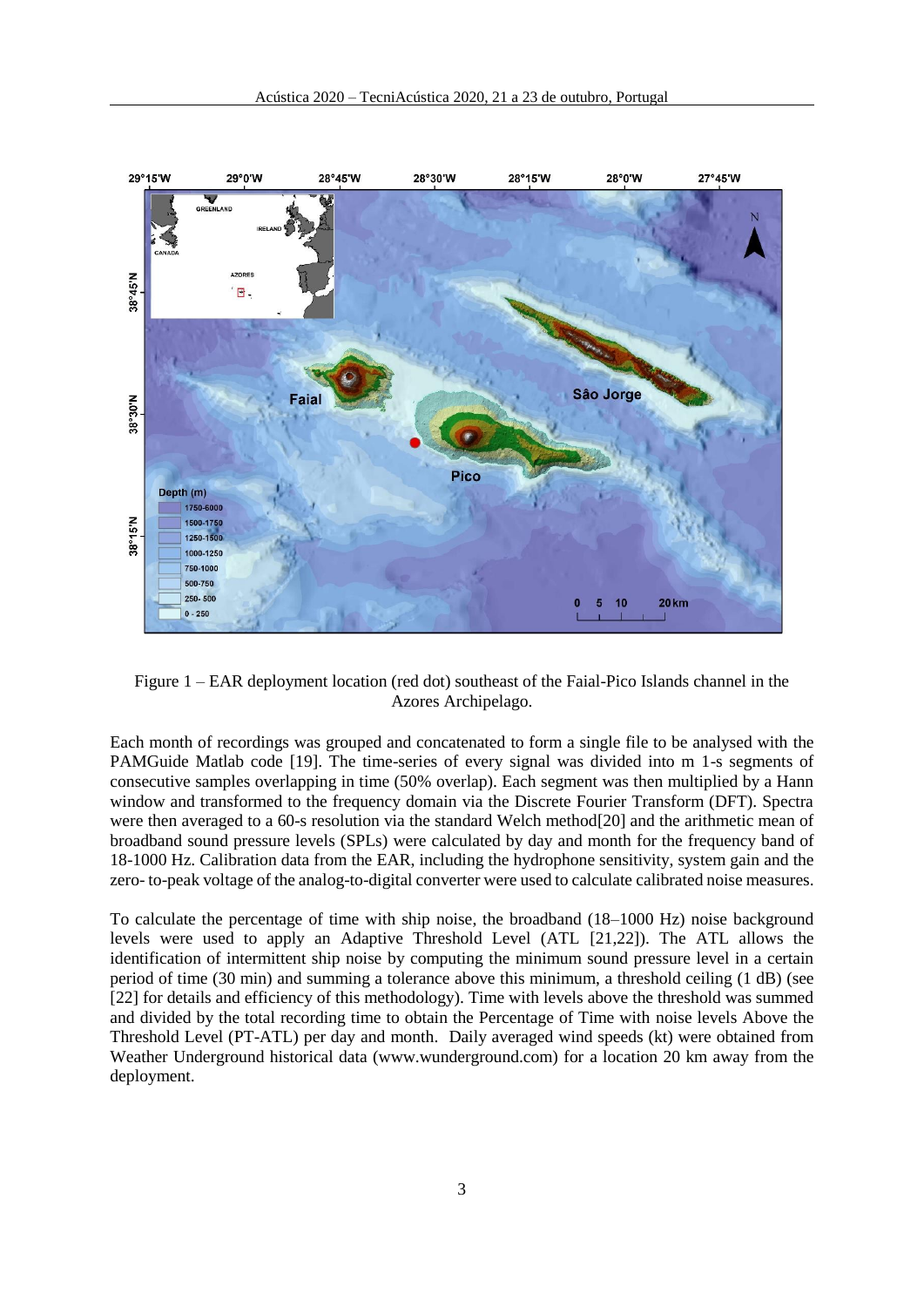Figure 1 – EAR deployment location (red dot) southeast of the Faial-Pico Islands channel in the Azores Archipelago.

Each month of recordings was grouped and concatenated to form a single file to be analysed with the PAMGuide Matlab code [19]. The time-series of every signal was divided into m 1-s segments of consecutive samples overlapping in time (50% overlap). Each segment was then multiplied by a Hann window and transformed to the frequency domain via the Discrete Fourier Transform (DFT). Spectra were then averaged to a 60-s resolution via the standard Welch method[20] and the arithmetic mean of broadband sound pressure levels (SPLs) were calculated by day and month for the frequency band of 18-1000 Hz. Calibration data from the EAR, including the hydrophone sensitivity, system gain and the zero- to-peak voltage of the analog-to-digital converter were used to calculate calibrated noise measures.

To calculate the percentage of time with ship noise, the broadband (18–1000 Hz) noise background levels were used to apply an Adaptive Threshold Level (ATL [21,22]). The ATL allows the identification of intermittent ship noise by computing the minimum sound pressure level in a certain period of time (30 min) and summing a tolerance above this minimum, a threshold ceiling (1 dB) (see [22] for details and efficiency of this methodology). Time with levels above the threshold was summed and divided by the total recording time to obtain the Percentage of Time with noise levels Above the Threshold Level (PT-ATL) per day and month. Daily averaged wind speeds (kt) were obtained from Weather Underground historical data (www.wunderground.com) for a location 20 km away from the deployment.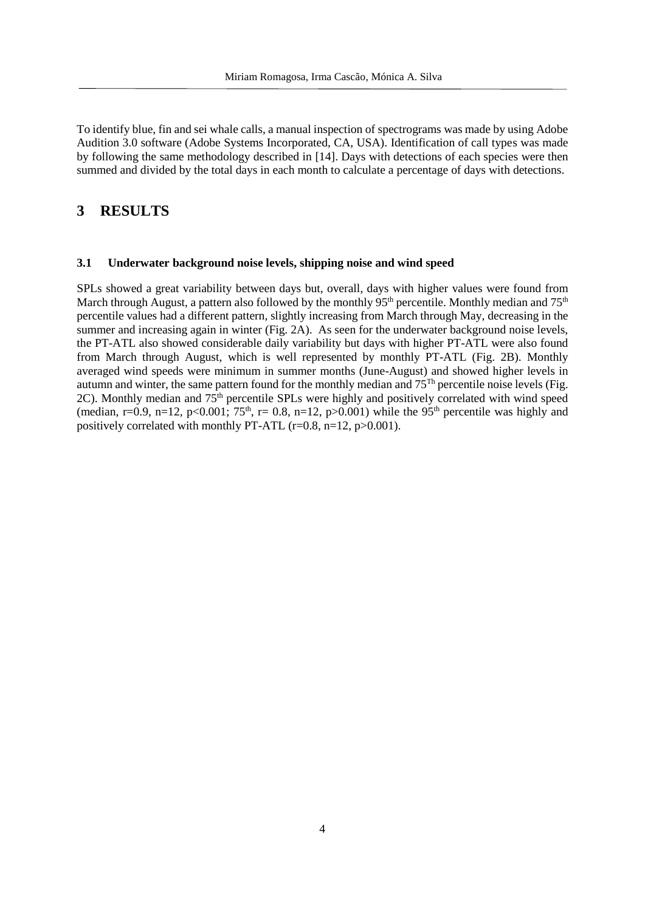To identify blue, fin and sei whale calls, a manual inspection of spectrograms was made by using Adobe Audition 3.0 software (Adobe Systems Incorporated, CA, USA). Identification of call types was made by following the same methodology described in [14]. Days with detections of each species were then summed and divided by the total days in each month to calculate a percentage of days with detections.

# 3 RESULTS

### 3.1 Underwater background noise levels, shipping noise and wind speed

SPLs showed a great variability between days but, overall, days with higher values were found from March through August, a pattern also followed by the monthly 95$^{th}$ percentile. Monthly median and 75$^{th}$ percentile values had a different pattern, slightly increasing from March through May, decreasing in the summer and increasing again in winter (Fig. 2A). As seen for the underwater background noise levels, the PT-ATL also showed considerable daily variability but days with higher PT-ATL were also found from March through August, which is well represented by monthly PT-ATL (Fig. 2B). Monthly averaged wind speeds were minimum in summer months (June-August) and showed higher levels in autumn and winter, the same pattern found for the monthly median and 75$^{Th}$ percentile noise levels (Fig. 2C). Monthly median and 75$^{th}$ percentile SPLs were highly and positively correlated with wind speed (median, $r=0.9$, $n=12$, $p<0.001$; 75$^{th}$, $r= 0.8$, $n=12$, $p>0.001$) while the 95$^{th}$ percentile was highly and positively correlated with monthly PT-ATL ($r=0.8$, $n=12$, $p>0.001$).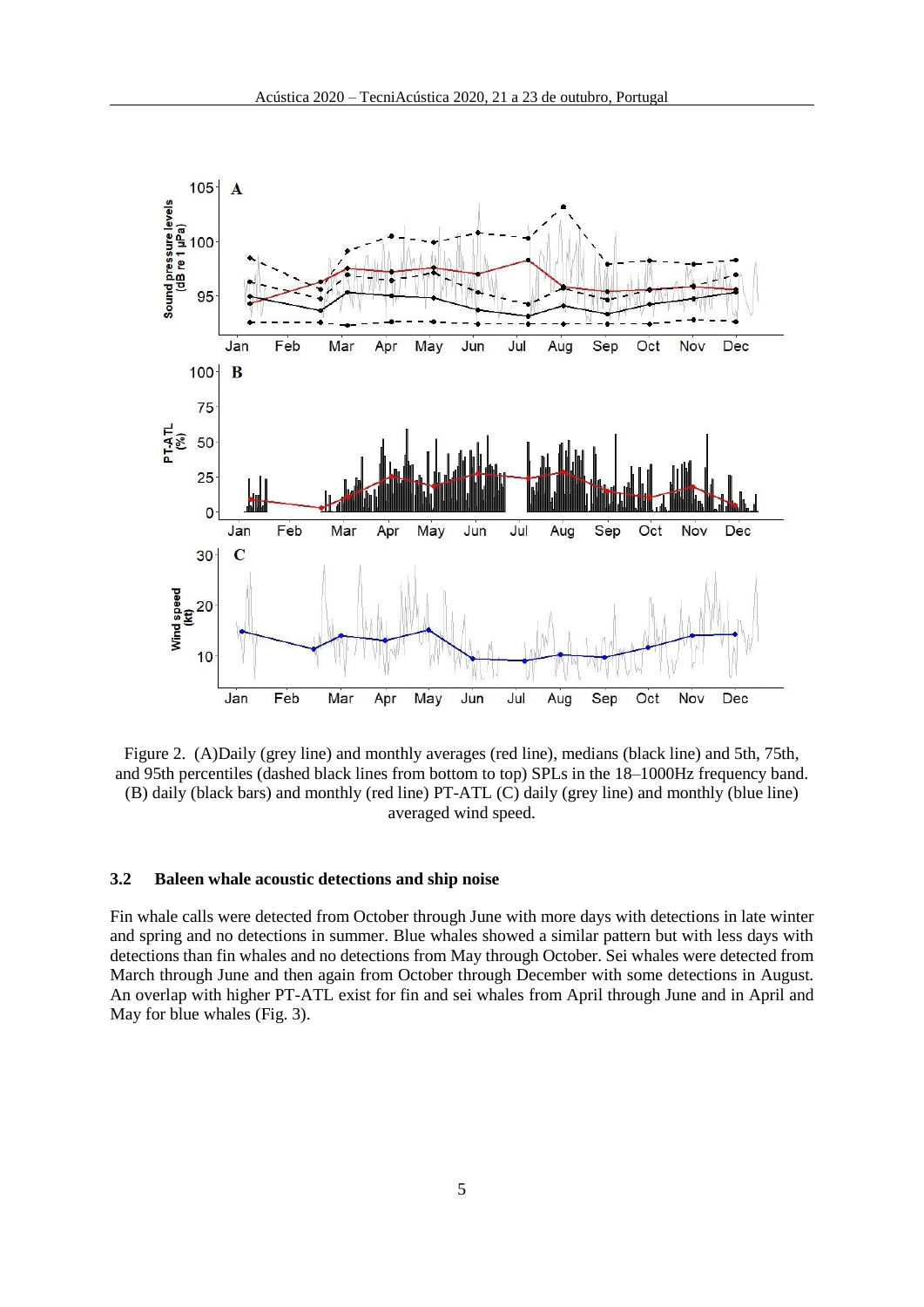Figure 2. (A)Daily (grey line) and monthly averages (red line), medians (black line) and 5th, 75th, and 95th percentiles (dashed black lines from bottom to top) SPLs in the 18–1000Hz frequency band. (B) daily (black bars) and monthly (red line) PT-ATL (C) daily (grey line) and monthly (blue line) averaged wind speed.

### 3.2 Baleen whale acoustic detections and ship noise

Fin whale calls were detected from October through June with more days with detections in late winter and spring and no detections in summer. Blue whales showed a similar pattern but with less days with detections than fin whales and no detections from May through October. Sei whales were detected from March through June and then again from October through December with some detections in August. An overlap with higher PT-ATL exist for fin and sei whales from April through June and in April and May for blue whales (Fig. 3).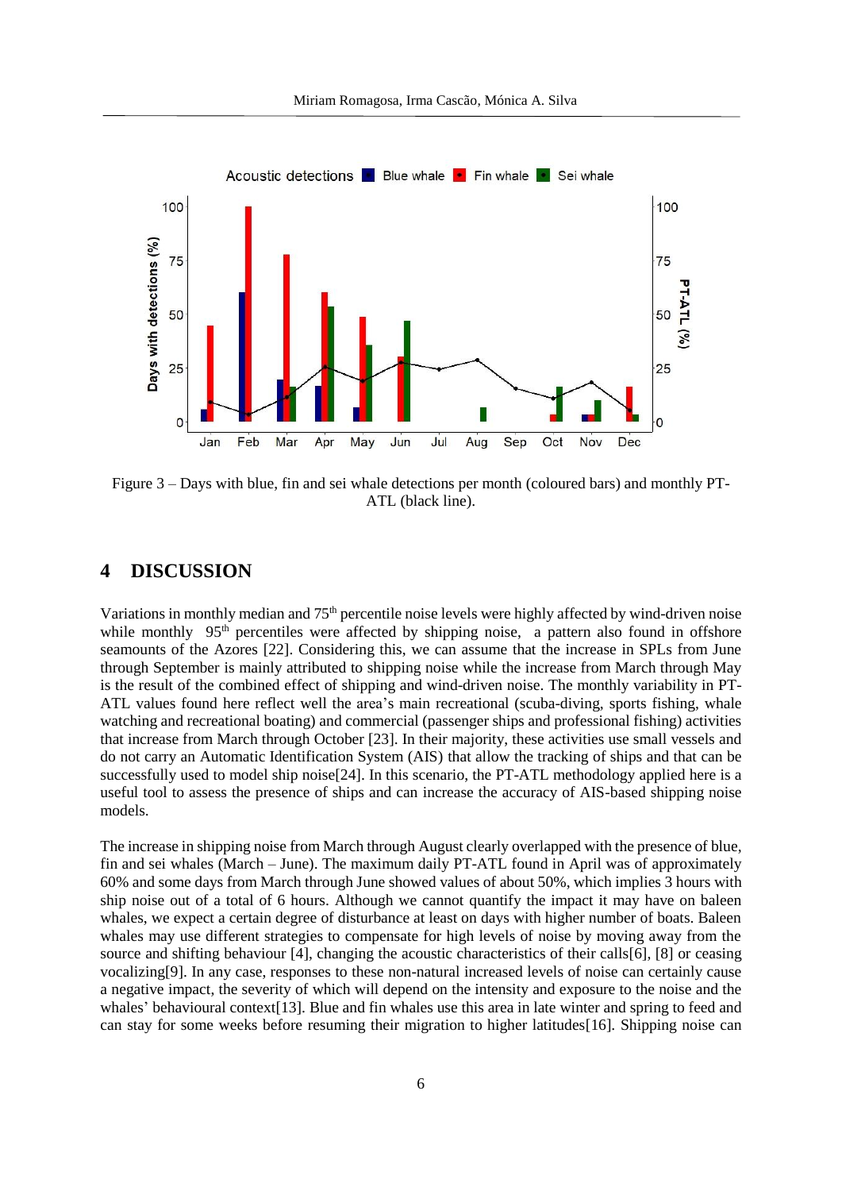Figure 3 – Days with blue, fin and sei whale detections per month (coloured bars) and monthly PT-ATL (black line).

# 4 DISCUSSION

Variations in monthly median and 75th percentile noise levels were highly affected by wind-driven noise while monthly 95th percentiles were affected by shipping noise, a pattern also found in offshore seamounts of the Azores [22]. Considering this, we can assume that the increase in SPLs from June through September is mainly attributed to shipping noise while the increase from March through May is the result of the combined effect of shipping and wind-driven noise. The monthly variability in PT-ATL values found here reflect well the area's main recreational (scuba-diving, sports fishing, whale watching and recreational boating) and commercial (passenger ships and professional fishing) activities that increase from March through October [23]. In their majority, these activities use small vessels and do not carry an Automatic Identification System (AIS) that allow the tracking of ships and that can be successfully used to model ship noise[24]. In this scenario, the PT-ATL methodology applied here is a useful tool to assess the presence of ships and can increase the accuracy of AIS-based shipping noise models.

The increase in shipping noise from March through August clearly overlapped with the presence of blue, fin and sei whales (March – June). The maximum daily PT-ATL found in April was of approximately 60% and some days from March through June showed values of about 50%, which implies 3 hours with ship noise out of a total of 6 hours. Although we cannot quantify the impact it may have on baleen whales, we expect a certain degree of disturbance at least on days with higher number of boats. Baleen whales may use different strategies to compensate for high levels of noise by moving away from the source and shifting behaviour [4], changing the acoustic characteristics of their calls[6], [8] or ceasing vocalizing[9]. In any case, responses to these non-natural increased levels of noise can certainly cause a negative impact, the severity of which will depend on the intensity and exposure to the noise and the whales' behavioural context[13]. Blue and fin whales use this area in late winter and spring to feed and can stay for some weeks before resuming their migration to higher latitudes[16]. Shipping noise can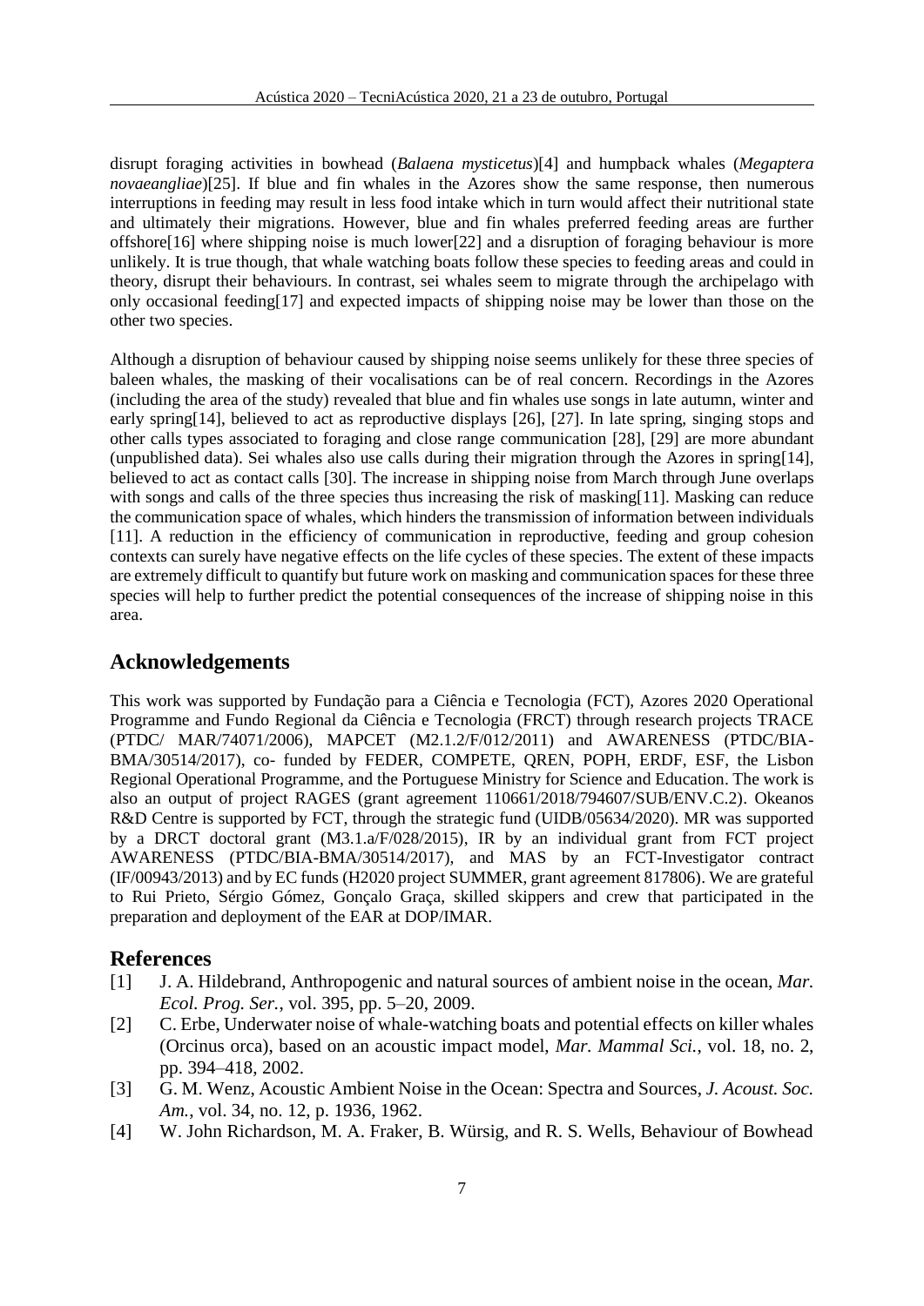disrupt foraging activities in bowhead (*Balaena mysticetus*)[4] and humpback whales (*Megaptera novaeangliae*)[25]. If blue and fin whales in the Azores show the same response, then numerous interruptions in feeding may result in less food intake which in turn would affect their nutritional state and ultimately their migrations. However, blue and fin whales preferred feeding areas are further offshore[16] where shipping noise is much lower[22] and a disruption of foraging behaviour is more unlikely. It is true though, that whale watching boats follow these species to feeding areas and could in theory, disrupt their behaviours. In contrast, sei whales seem to migrate through the archipelago with only occasional feeding[17] and expected impacts of shipping noise may be lower than those on the other two species.

Although a disruption of behaviour caused by shipping noise seems unlikely for these three species of baleen whales, the masking of their vocalisations can be of real concern. Recordings in the Azores (including the area of the study) revealed that blue and fin whales use songs in late autumn, winter and early spring[14], believed to act as reproductive displays [26], [27]. In late spring, singing stops and other calls types associated to foraging and close range communication [28], [29] are more abundant (unpublished data). Sei whales also use calls during their migration through the Azores in spring[14], believed to act as contact calls [30]. The increase in shipping noise from March through June overlaps with songs and calls of the three species thus increasing the risk of masking[11]. Masking can reduce the communication space of whales, which hinders the transmission of information between individuals [11]. A reduction in the efficiency of communication in reproductive, feeding and group cohesion contexts can surely have negative effects on the life cycles of these species. The extent of these impacts are extremely difficult to quantify but future work on masking and communication spaces for these three species will help to further predict the potential consequences of the increase of shipping noise in this area.

## Acknowledgements

This work was supported by Fundação para a Ciência e Tecnologia (FCT), Azores 2020 Operational Programme and Fundo Regional da Ciência e Tecnologia (FRCT) through research projects TRACE (PTDC/ MAR/74071/2006), MAPCET (M2.1.2/F/012/2011) and AWARENESS (PTDC/BIA-BMA/30514/2017), co- funded by FEDER, COMPETE, QREN, POPH, ERDF, ESF, the Lisbon Regional Operational Programme, and the Portuguese Ministry for Science and Education. The work is also an output of project RAGES (grant agreement 110661/2018/794607/SUB/ENV.C.2). Okeanos R&D Centre is supported by FCT, through the strategic fund (UIDB/05634/2020). MR was supported by a DRCT doctoral grant (M3.1.a/F/028/2015), IR by an individual grant from FCT project AWARENESS (PTDC/BIA-BMA/30514/2017), and MAS by an FCT-Investigator contract (IF/00943/2013) and by EC funds (H2020 project SUMMER, grant agreement 817806). We are grateful to Rui Prieto, Sérgio Gómez, Gonçalo Graça, skilled skippers and crew that participated in the preparation and deployment of the EAR at DOP/IMAR.

## References

[1] J. A. Hildebrand, Anthropogenic and natural sources of ambient noise in the ocean, *Mar. Ecol. Prog. Ser.*, vol. 395, pp. 5–20, 2009.

[2] C. Erbe, Underwater noise of whale-watching boats and potential effects on killer whales (Orcinus orca), based on an acoustic impact model, *Mar. Mammal Sci.*, vol. 18, no. 2, pp. 394–418, 2002.

[3] G. M. Wenz, Acoustic Ambient Noise in the Ocean: Spectra and Sources, *J. Acoust. Soc. Am.*, vol. 34, no. 12, p. 1936, 1962.

[4] W. John Richardson, M. A. Fraker, B. Würsig, and R. S. Wells, Behaviour of Bowhead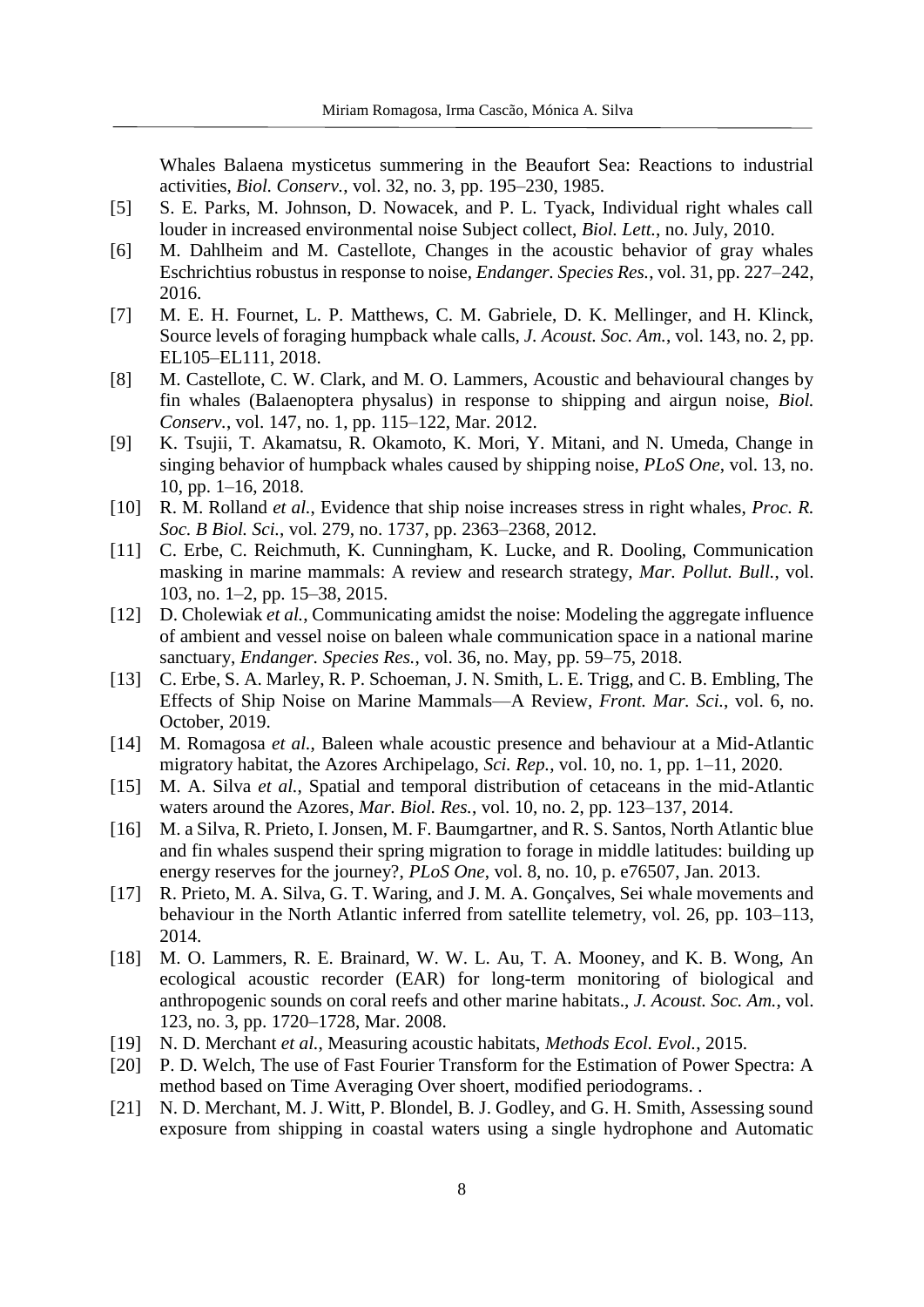Whales Balaena mysticetus summering in the Beaufort Sea: Reactions to industrial activities, *Biol. Conserv.*, vol. 32, no. 3, pp. 195–230, 1985.

[5] S. E. Parks, M. Johnson, D. Nowacek, and P. L. Tyack, Individual right whales call louder in increased environmental noise Subject collect, *Biol. Lett.*, no. July, 2010.

[6] M. Dahlheim and M. Castellote, Changes in the acoustic behavior of gray whales Eschrichtius robustus in response to noise, *Endanger. Species Res.*, vol. 31, pp. 227–242, 2016.

[7] M. E. H. Fournet, L. P. Matthews, C. M. Gabriele, D. K. Mellinger, and H. Klinck, Source levels of foraging humpback whale calls, *J. Acoust. Soc. Am.*, vol. 143, no. 2, pp. EL105–EL111, 2018.

[8] M. Castellote, C. W. Clark, and M. O. Lammers, Acoustic and behavioural changes by fin whales (Balaenoptera physalus) in response to shipping and airgun noise, *Biol. Conserv.*, vol. 147, no. 1, pp. 115–122, Mar. 2012.

[9] K. Tsujii, T. Akamatsu, R. Okamoto, K. Mori, Y. Mitani, and N. Umeda, Change in singing behavior of humpback whales caused by shipping noise, *PLoS One*, vol. 13, no. 10, pp. 1–16, 2018.

[10] R. M. Rolland *et al.*, Evidence that ship noise increases stress in right whales, *Proc. R. Soc. B Biol. Sci.*, vol. 279, no. 1737, pp. 2363–2368, 2012.

[11] C. Erbe, C. Reichmuth, K. Cunningham, K. Lucke, and R. Dooling, Communication masking in marine mammals: A review and research strategy, *Mar. Pollut. Bull.*, vol. 103, no. 1–2, pp. 15–38, 2015.

[12] D. Cholewiak *et al.*, Communicating amidst the noise: Modeling the aggregate influence of ambient and vessel noise on baleen whale communication space in a national marine sanctuary, *Endanger. Species Res.*, vol. 36, no. May, pp. 59–75, 2018.

[13] C. Erbe, S. A. Marley, R. P. Schoeman, J. N. Smith, L. E. Trigg, and C. B. Embling, The Effects of Ship Noise on Marine Mammals—A Review, *Front. Mar. Sci.*, vol. 6, no. October, 2019.

[14] M. Romagosa *et al.*, Baleen whale acoustic presence and behaviour at a Mid-Atlantic migratory habitat, the Azores Archipelago, *Sci. Rep.*, vol. 10, no. 1, pp. 1–11, 2020.

[15] M. A. Silva *et al.*, Spatial and temporal distribution of cetaceans in the mid-Atlantic waters around the Azores, *Mar. Biol. Res.*, vol. 10, no. 2, pp. 123–137, 2014.

[16] M. a Silva, R. Prieto, I. Jonsen, M. F. Baumgartner, and R. S. Santos, North Atlantic blue and fin whales suspend their spring migration to forage in middle latitudes: building up energy reserves for the journey?, *PLoS One*, vol. 8, no. 10, p. e76507, Jan. 2013.

[17] R. Prieto, M. A. Silva, G. T. Waring, and J. M. A. Gonçalves, Sei whale movements and behaviour in the North Atlantic inferred from satellite telemetry, vol. 26, pp. 103–113, 2014.

[18] M. O. Lammers, R. E. Brainard, W. W. L. Au, T. A. Mooney, and K. B. Wong, An ecological acoustic recorder (EAR) for long-term monitoring of biological and anthropogenic sounds on coral reefs and other marine habitats., *J. Acoust. Soc. Am.*, vol. 123, no. 3, pp. 1720–1728, Mar. 2008.

[19] N. D. Merchant *et al.*, Measuring acoustic habitats, *Methods Ecol. Evol.*, 2015.

[20] P. D. Welch, The use of Fast Fourier Transform for the Estimation of Power Spectra: A method based on Time Averaging Over shoert, modified periodograms. .

[21] N. D. Merchant, M. J. Witt, P. Blondel, B. J. Godley, and G. H. Smith, Assessing sound exposure from shipping in coastal waters using a single hydrophone and Automatic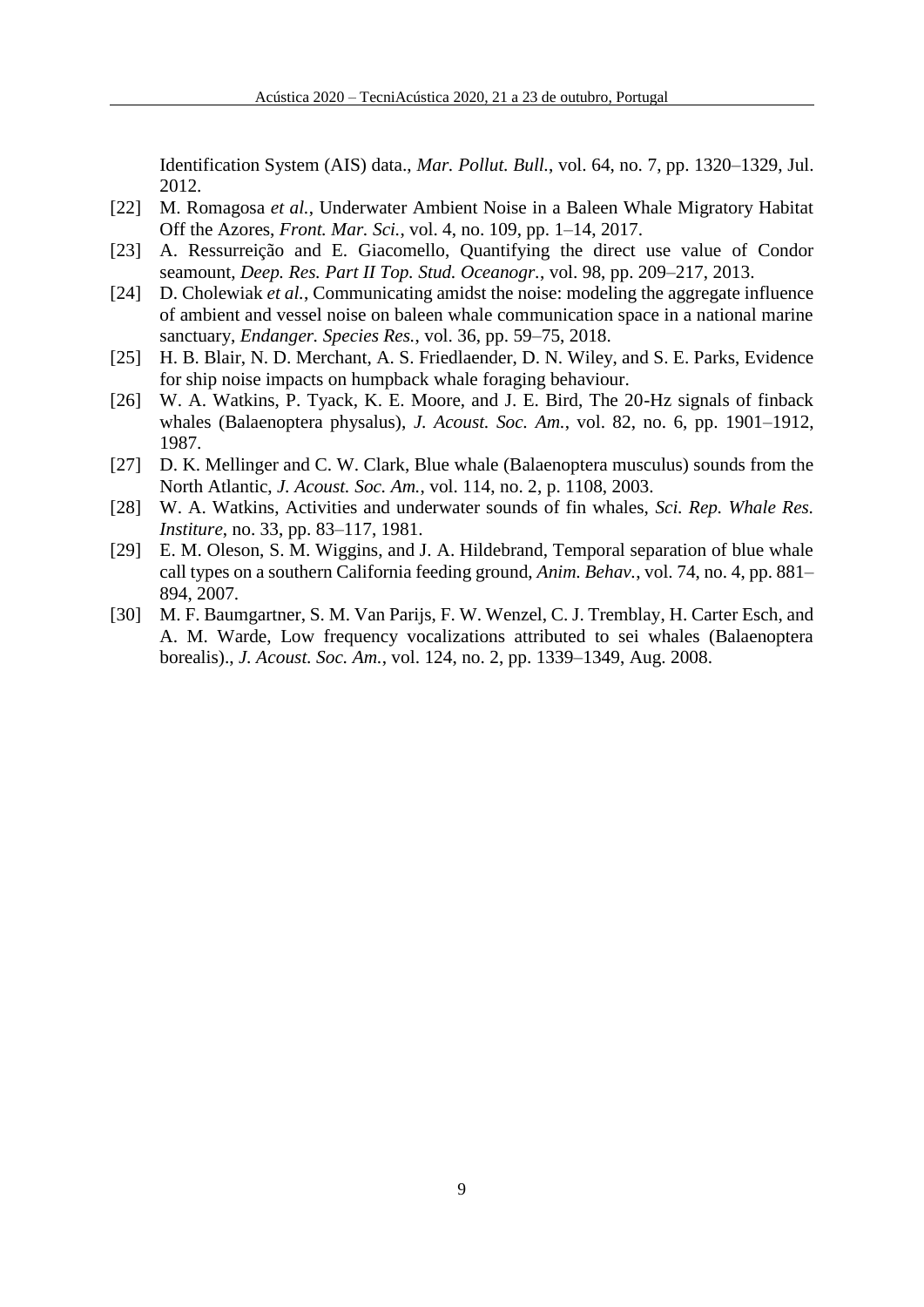Identification System (AIS) data., *Mar. Pollut. Bull.*, vol. 64, no. 7, pp. 1320–1329, Jul. 2012.

[22] M. Romagosa *et al.*, Underwater Ambient Noise in a Baleen Whale Migratory Habitat Off the Azores, *Front. Mar. Sci.*, vol. 4, no. 109, pp. 1–14, 2017.

[23] A. Ressurreição and E. Giacomello, Quantifying the direct use value of Condor seamount, *Deep. Res. Part II Top. Stud. Oceanogr.*, vol. 98, pp. 209–217, 2013.

[24] D. Cholewiak *et al.*, Communicating amidst the noise: modeling the aggregate influence of ambient and vessel noise on baleen whale communication space in a national marine sanctuary, *Endanger. Species Res.*, vol. 36, pp. 59–75, 2018.

[25] H. B. Blair, N. D. Merchant, A. S. Friedlaender, D. N. Wiley, and S. E. Parks, Evidence for ship noise impacts on humpback whale foraging behaviour.

[26] W. A. Watkins, P. Tyack, K. E. Moore, and J. E. Bird, The 20-Hz signals of finback whales (Balaenoptera physalus), *J. Acoust. Soc. Am.*, vol. 82, no. 6, pp. 1901–1912, 1987.

[27] D. K. Mellinger and C. W. Clark, Blue whale (Balaenoptera musculus) sounds from the North Atlantic, *J. Acoust. Soc. Am.*, vol. 114, no. 2, p. 1108, 2003.

[28] W. A. Watkins, Activities and underwater sounds of fin whales, *Sci. Rep. Whale Res. Institure*, no. 33, pp. 83–117, 1981.

[29] E. M. Oleson, S. M. Wiggins, and J. A. Hildebrand, Temporal separation of blue whale call types on a southern California feeding ground, *Anim. Behav.*, vol. 74, no. 4, pp. 881–894, 2007.

[30] M. F. Baumgartner, S. M. Van Parijs, F. W. Wenzel, C. J. Tremblay, H. Carter Esch, and A. M. Warde, Low frequency vocalizations attributed to sei whales (Balaenoptera borealis)., *J. Acoust. Soc. Am.*, vol. 124, no. 2, pp. 1339–1349, Aug. 2008.